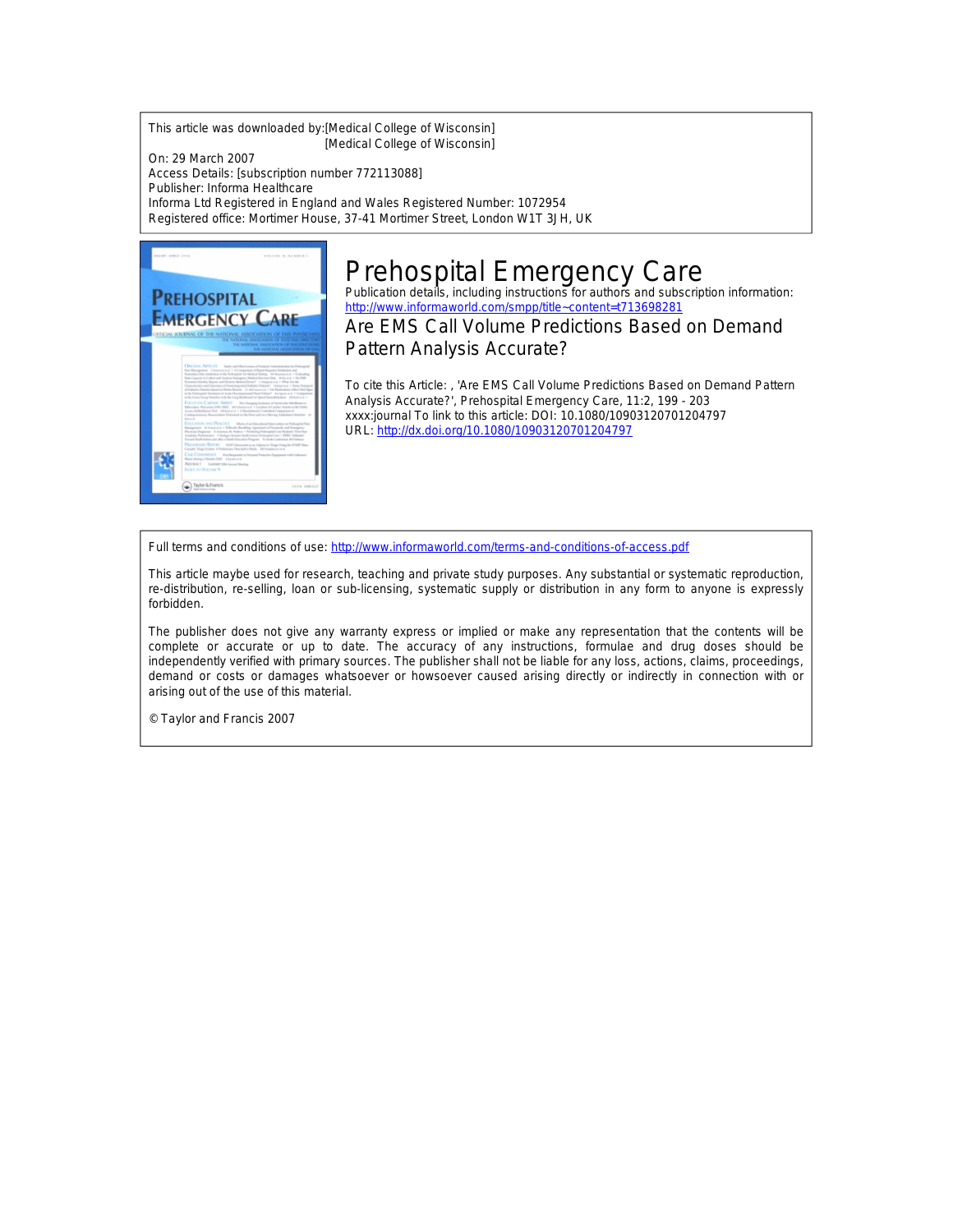This article was downloaded by:[Medical College of Wisconsin]
[Medical College of Wisconsin]

On: 29 March 2007

Access Details: [subscription number 772113088]

Publisher: Informa Healthcare

Informa Ltd Registered in England and Wales Registered Number: 1072954

Registered office: Mortimer House, 37-41 Mortimer Street, London W1T 3JH, UK

# Prehospital Emergency Care

Publication details, including instructions for authors and subscription information:
http://www.informaworld.com/smpp/title~content=t713698281

## Are EMS Call Volume Predictions Based on Demand Pattern Analysis Accurate?

To cite this Article: , 'Are EMS Call Volume Predictions Based on Demand Pattern Analysis Accurate?', Prehospital Emergency Care, 11:2, 199 - 203

xxxx:journal To link to this article: DOI: 10.1080/10903120701204797

URL: http://dx.doi.org/10.1080/10903120701204797

Full terms and conditions of use: http://www.informaworld.com/terms-and-conditions-of-access.pdf

This article maybe used for research, teaching and private study purposes. Any substantial or systematic reproduction, re-distribution, re-selling, loan or sub-licensing, systematic supply or distribution in any form to anyone is expressly forbidden.

The publisher does not give any warranty express or implied or make any representation that the contents will be complete or accurate or up to date. The accuracy of any instructions, formulae and drug doses should be independently verified with primary sources. The publisher shall not be liable for any loss, actions, claims, proceedings, demand or costs or damages whatsoever or howsoever caused arising directly or indirectly in connection with or arising out of the use of this material.

© Taylor and Francis 2007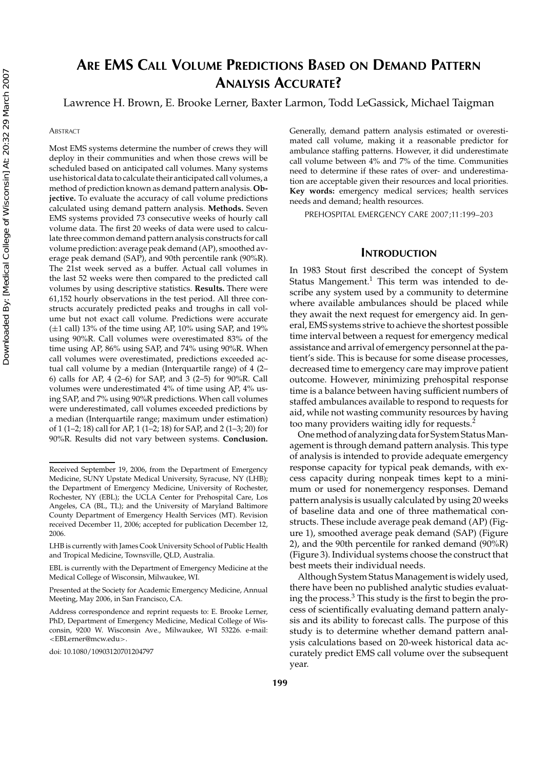# Are EMS Call Volume Predictions Based on Demand Pattern Analysis Accurate?

Lawrence H. Brown, E. Brooke Lerner, Baxter Larmon, Todd LeGassick, Michael Taigman

Abstract

Most EMS systems determine the number of crews they will deploy in their communities and when those crews will be scheduled based on anticipated call volumes. Many systems use historical data to calculate their anticipated call volumes, a method of prediction known as demand pattern analysis. **Objective.** To evaluate the accuracy of call volume predictions calculated using demand pattern analysis. **Methods.** Seven EMS systems provided 73 consecutive weeks of hourly call volume data. The first 20 weeks of data were used to calculate three common demand pattern analysis constructs for call volume prediction: average peak demand (AP), smoothed average peak demand (SAP), and 90th percentile rank (90%R). The 21st week served as a buffer. Actual call volumes in the last 52 weeks were then compared to the predicted call volumes by using descriptive statistics. **Results.** There were 61,152 hourly observations in the test period. All three constructs accurately predicted peaks and troughs in call volume but not exact call volume. Predictions were accurate (±1 call) 13% of the time using AP, 10% using SAP, and 19% using 90%R. Call volumes were overestimated 83% of the time using AP, 86% using SAP, and 74% using 90%R. When call volumes were overestimated, predictions exceeded actual call volume by a median (Interquartile range) of 4 (2–6) calls for AP, 4 (2–6) for SAP, and 3 (2–5) for 90%R. Call volumes were underestimated 4% of time using AP, 4% using SAP, and 7% using 90%R predictions. When call volumes were underestimated, call volumes exceeded predictions by a median (Interquartile range; maximum under estimation) of 1 (1–2; 18) call for AP, 1 (1–2; 18) for SAP, and 2 (1–3; 20) for 90%R. Results did not vary between systems. **Conclusion.** Generally, demand pattern analysis estimated or overestimated call volume, making it a reasonable predictor for ambulance staffing patterns. However, it did underestimate call volume between 4% and 7% of the time. Communities need to determine if these rates of over- and underestimation are acceptable given their resources and local priorities. **Key words:** emergency medical services; health services needs and demand; health resources.

PREHOSPITAL EMERGENCY CARE 2007;11:199–203

Received September 19, 2006, from the Department of Emergency Medicine, SUNY Upstate Medical University, Syracuse, NY (LHB); the Department of Emergency Medicine, University of Rochester, Rochester, NY (EBL); the UCLA Center for Prehospital Care, Los Angeles, CA (BL, TL); and the University of Maryland Baltimore County Department of Emergency Health Services (MT). Revision received December 11, 2006; accepted for publication December 12, 2006.

LHB is currently with James Cook University School of Public Health and Tropical Medicine, Townsville, QLD, Australia.

EBL is currently with the Department of Emergency Medicine at the Medical College of Wisconsin, Milwaukee, WI.

Presented at the Society for Academic Emergency Medicine, Annual Meeting, May 2006, in San Francisco, CA.

Address correspondence and reprint requests to: E. Brooke Lerner, PhD, Department of Emergency Medicine, Medical College of Wisconsin, 9200 W. Wisconsin Ave., Milwaukee, WI 53226. e-mail: <EBLerner@mcw.edu>.

doi: 10.1080/10903120701204797

## Introduction

In 1983 Stout first described the concept of System Status Mangement.[1] This term was intended to describe any system used by a community to determine where available ambulances should be placed while they await the next request for emergency aid. In general, EMS systems strive to achieve the shortest possible time interval between a request for emergency medical assistance and arrival of emergency personnel at the patient's side. This is because for some disease processes, decreased time to emergency care may improve patient outcome. However, minimizing prehospital response time is a balance between having sufficient numbers of staffed ambulances available to respond to requests for aid, while not wasting community resources by having too many providers waiting idly for requests.[2]

One method of analyzing data for System Status Management is through demand pattern analysis. This type of analysis is intended to provide adequate emergency response capacity for typical peak demands, with excess capacity during nonpeak times kept to a minimum or used for nonemergency responses. Demand pattern analysis is usually calculated by using 20 weeks of baseline data and one of three mathematical constructs. These include average peak demand (AP) (Figure 1), smoothed average peak demand (SAP) (Figure 2), and the 90th percentile for ranked demand (90%R) (Figure 3). Individual systems choose the construct that best meets their individual needs.

Although System Status Management is widely used, there have been no published analytic studies evaluating the process.[3] This study is the first to begin the process of scientifically evaluating demand pattern analysis and its ability to forecast calls. The purpose of this study is to determine whether demand pattern analysis calculations based on 20-week historical data accurately predict EMS call volume over the subsequent year.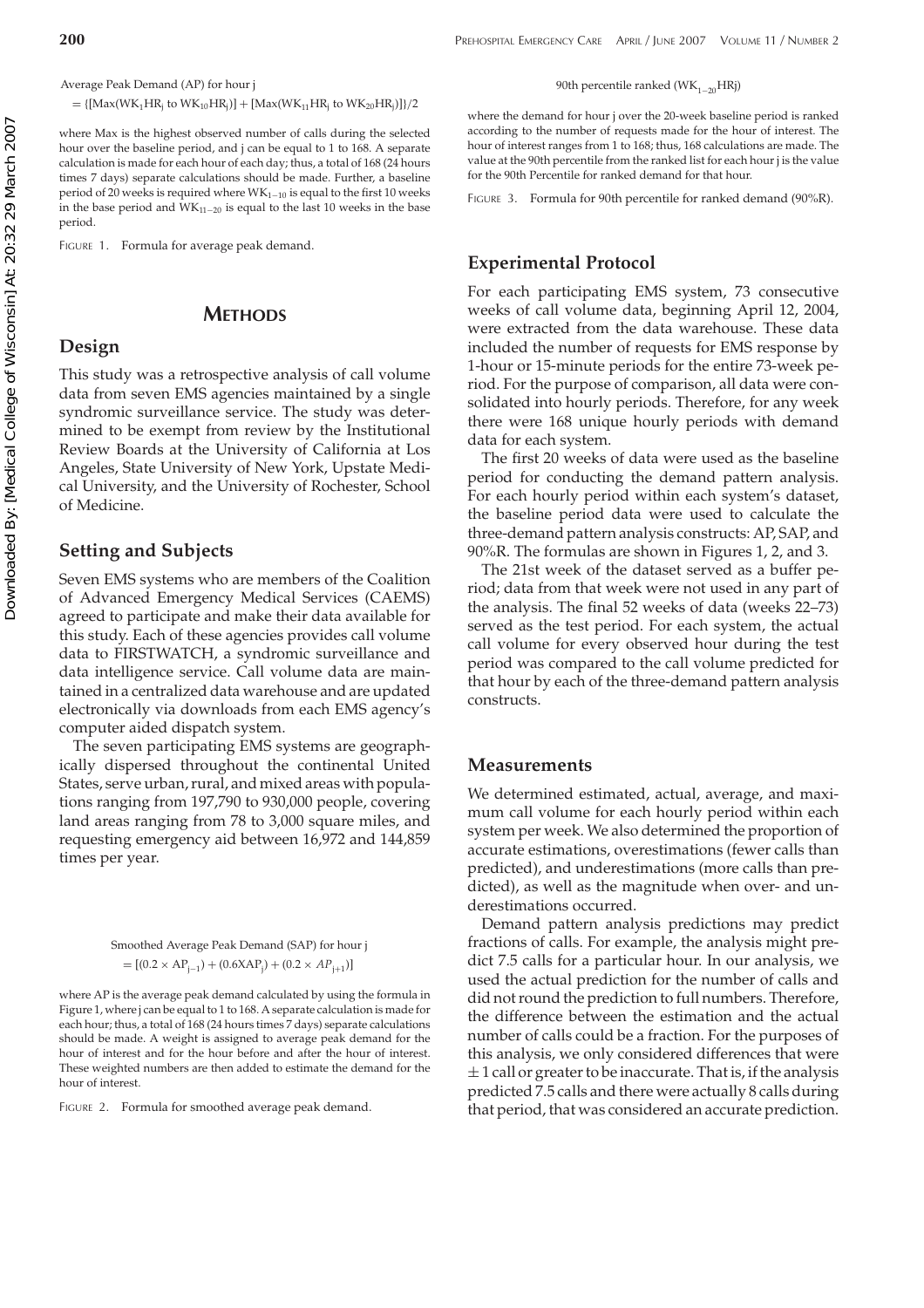Average Peak Demand (AP) for hour j

$$= \{[\text{Max}(WK_1HR_j \text{ to } WK_{10}HR_j)] + [\text{Max}(WK_{11}HR_j \text{ to } WK_{20}HR_j)]\}/2$$

where Max is the highest observed number of calls during the selected hour over the baseline period, and j can be equal to 1 to 168. A separate calculation is made for each hour of each day; thus, a total of 168 (24 hours times 7 days) separate calculations should be made. Further, a baseline period of 20 weeks is required where $WK_{1-10}$ is equal to the first 10 weeks in the base period and $WK_{11-20}$ is equal to the last 10 weeks in the base period.

FIGURE 1. Formula for average peak demand.

## METHODS

### Design

This study was a retrospective analysis of call volume data from seven EMS agencies maintained by a single syndromic surveillance service. The study was determined to be exempt from review by the Institutional Review Boards at the University of California at Los Angeles, State University of New York, Upstate Medical University, and the University of Rochester, School of Medicine.

### Setting and Subjects

Seven EMS systems who are members of the Coalition of Advanced Emergency Medical Services (CAEMS) agreed to participate and make their data available for this study. Each of these agencies provides call volume data to FIRSTWATCH, a syndromic surveillance and data intelligence service. Call volume data are maintained in a centralized data warehouse and are updated electronically via downloads from each EMS agency's computer aided dispatch system.

The seven participating EMS systems are geographically dispersed throughout the continental United States, serve urban, rural, and mixed areas with populations ranging from 197,790 to 930,000 people, covering land areas ranging from 78 to 3,000 square miles, and requesting emergency aid between 16,972 and 144,859 times per year.

Smoothed Average Peak Demand (SAP) for hour j

$$= [(0.2 \times AP_{j-1}) + (0.6XAP_j) + (0.2 \times AP_{j+1})]$$

where AP is the average peak demand calculated by using the formula in Figure 1, where j can be equal to 1 to 168. A separate calculation is made for each hour; thus, a total of 168 (24 hours times 7 days) separate calculations should be made. A weight is assigned to average peak demand for the hour of interest and for the hour before and after the hour of interest. These weighted numbers are then added to estimate the demand for the hour of interest.

FIGURE 2. Formula for smoothed average peak demand.

90th percentile ranked ($WK_{1-20}HRj$)

where the demand for hour j over the 20-week baseline period is ranked according to the number of requests made for the hour of interest. The hour of interest ranges from 1 to 168; thus, 168 calculations are made. The value at the 90th percentile from the ranked list for each hour j is the value for the 90th Percentile for ranked demand for that hour.

FIGURE 3. Formula for 90th percentile for ranked demand (90%R).

### Experimental Protocol

For each participating EMS system, 73 consecutive weeks of call volume data, beginning April 12, 2004, were extracted from the data warehouse. These data included the number of requests for EMS response by 1-hour or 15-minute periods for the entire 73-week period. For the purpose of comparison, all data were consolidated into hourly periods. Therefore, for any week there were 168 unique hourly periods with demand data for each system.

The first 20 weeks of data were used as the baseline period for conducting the demand pattern analysis. For each hourly period within each system's dataset, the baseline period data were used to calculate the three-demand pattern analysis constructs: AP, SAP, and 90%R. The formulas are shown in Figures 1, 2, and 3.

The 21st week of the dataset served as a buffer period; data from that week were not used in any part of the analysis. The final 52 weeks of data (weeks 22–73) served as the test period. For each system, the actual call volume for every observed hour during the test period was compared to the call volume predicted for that hour by each of the three-demand pattern analysis constructs.

### Measurements

We determined estimated, actual, average, and maximum call volume for each hourly period within each system per week. We also determined the proportion of accurate estimations, overestimations (fewer calls than predicted), and underestimations (more calls than predicted), as well as the magnitude when over- and underestimations occurred.

Demand pattern analysis predictions may predict fractions of calls. For example, the analysis might predict 7.5 calls for a particular hour. In our analysis, we used the actual prediction for the number of calls and did not round the prediction to full numbers. Therefore, the difference between the estimation and the actual number of calls could be a fraction. For the purposes of this analysis, we only considered differences that were $\pm$ 1 call or greater to be inaccurate. That is, if the analysis predicted 7.5 calls and there were actually 8 calls during that period, that was considered an accurate prediction.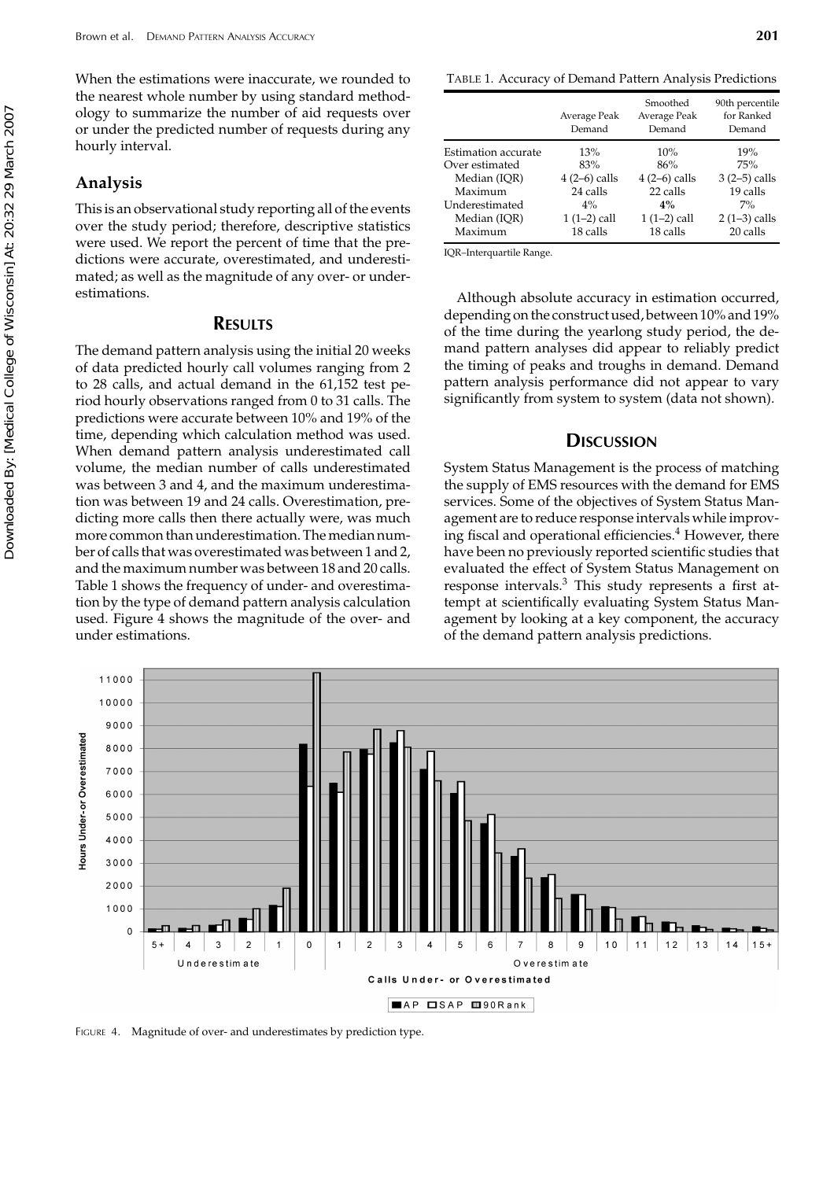When the estimations were inaccurate, we rounded to the nearest whole number by using standard methodology to summarize the number of aid requests over or under the predicted number of requests during any hourly interval.

## Analysis

This is an observational study reporting all of the events over the study period; therefore, descriptive statistics were used. We report the percent of time that the predictions were accurate, overestimated, and underestimated; as well as the magnitude of any over- or underestimations.

## RESULTS

The demand pattern analysis using the initial 20 weeks of data predicted hourly call volumes ranging from 2 to 28 calls, and actual demand in the 61,152 test period hourly observations ranged from 0 to 31 calls. The predictions were accurate between 10% and 19% of the time, depending which calculation method was used. When demand pattern analysis underestimated call volume, the median number of calls underestimated was between 3 and 4, and the maximum underestimation was between 19 and 24 calls. Overestimation, predicting more calls then there actually were, was much more common than underestimation. The median number of calls that was overestimated was between 1 and 2, and the maximum number was between 18 and 20 calls. Table 1 shows the frequency of under- and overestimation by the type of demand pattern analysis calculation used. Figure 4 shows the magnitude of the over- and under estimations.

TABLE 1. Accuracy of Demand Pattern Analysis Predictions

| | Average Peak Demand | Smoothed Average Peak Demand | 90th percentile for Ranked Demand |
|---|---|---|---|
| Estimation accurate | 13% | 10% | 19% |
| Over estimated | 83% | 86% | 75% |
| Median (IQR) | 4 (2–6) calls | 4 (2–6) calls | 3 (2–5) calls |
| Maximum | 24 calls | 22 calls | 19 calls |
| Underestimated | 4% | **4%** | 7% |
| Median (IQR) | 1 (1–2) call | 1 (1–2) call | 2 (1–3) calls |
| Maximum | 18 calls | 18 calls | 20 calls |

IQR–Interquartile Range.

Although absolute accuracy in estimation occurred, depending on the construct used, between 10% and 19% of the time during the yearlong study period, the demand pattern analyses did appear to reliably predict the timing of peaks and troughs in demand. Demand pattern analysis performance did not appear to vary significantly from system to system (data not shown).

## DISCUSSION

System Status Management is the process of matching the supply of EMS resources with the demand for EMS services. Some of the objectives of System Status Management are to reduce response intervals while improving fiscal and operational efficiencies.[4] However, there have been no previously reported scientific studies that evaluated the effect of System Status Management on response intervals.[3] This study represents a first attempt at scientifically evaluating System Status Management by looking at a key component, the accuracy of the demand pattern analysis predictions.

FIGURE 4. Magnitude of over- and underestimates by prediction type.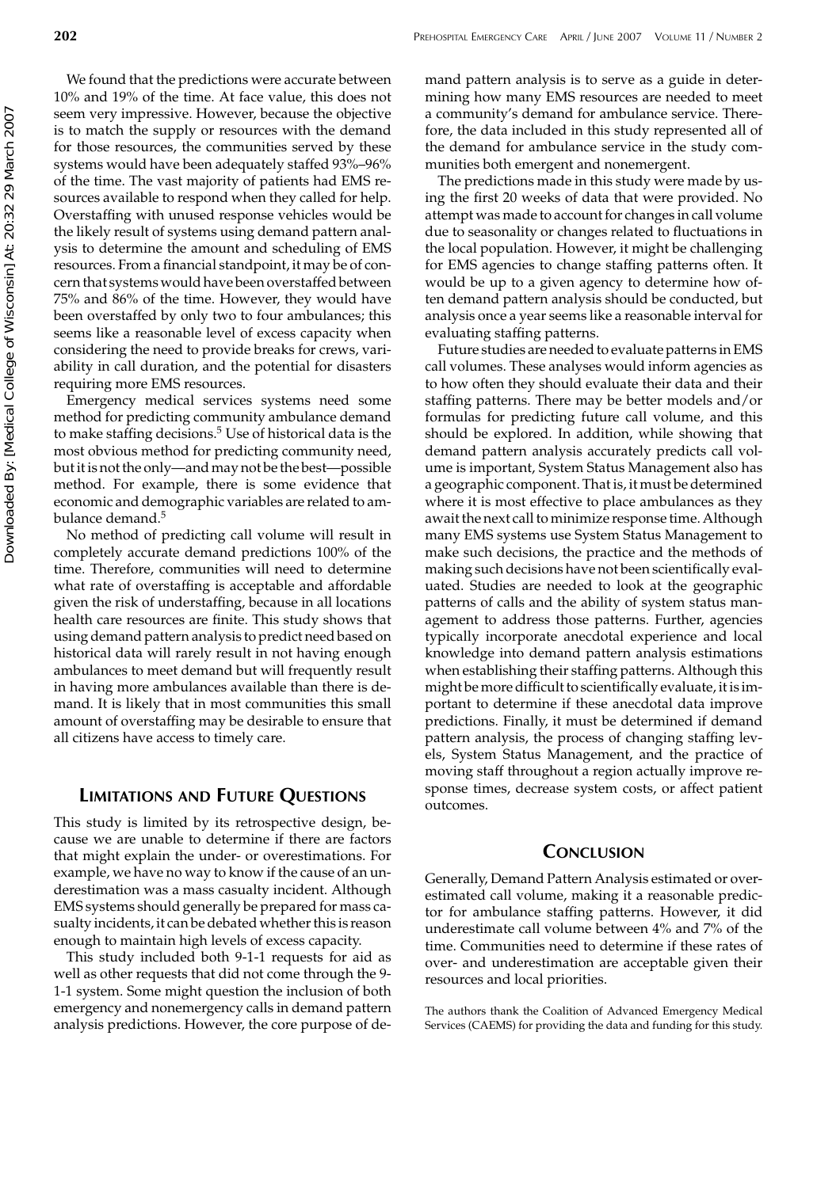We found that the predictions were accurate between 10% and 19% of the time. At face value, this does not seem very impressive. However, because the objective is to match the supply or resources with the demand for those resources, the communities served by these systems would have been adequately staffed 93%–96% of the time. The vast majority of patients had EMS resources available to respond when they called for help. Overstaffing with unused response vehicles would be the likely result of systems using demand pattern analysis to determine the amount and scheduling of EMS resources. From a financial standpoint, it may be of concern that systems would have been overstaffed between 75% and 86% of the time. However, they would have been overstaffed by only two to four ambulances; this seems like a reasonable level of excess capacity when considering the need to provide breaks for crews, variability in call duration, and the potential for disasters requiring more EMS resources.

Emergency medical services systems need some method for predicting community ambulance demand to make staffing decisions.[5] Use of historical data is the most obvious method for predicting community need, but it is not the only—and may not be the best—possible method. For example, there is some evidence that economic and demographic variables are related to ambulance demand.[5]

No method of predicting call volume will result in completely accurate demand predictions 100% of the time. Therefore, communities will need to determine what rate of overstaffing is acceptable and affordable given the risk of understaffing, because in all locations health care resources are finite. This study shows that using demand pattern analysis to predict need based on historical data will rarely result in not having enough ambulances to meet demand but will frequently result in having more ambulances available than there is demand. It is likely that in most communities this small amount of overstaffing may be desirable to ensure that all citizens have access to timely care.

## Limitations and Future Questions

This study is limited by its retrospective design, because we are unable to determine if there are factors that might explain the under- or overestimations. For example, we have no way to know if the cause of an underestimation was a mass casualty incident. Although EMS systems should generally be prepared for mass casualty incidents, it can be debated whether this is reason enough to maintain high levels of excess capacity.

This study included both 9-1-1 requests for aid as well as other requests that did not come through the 9-1-1 system. Some might question the inclusion of both emergency and nonemergency calls in demand pattern analysis predictions. However, the core purpose of demand pattern analysis is to serve as a guide in determining how many EMS resources are needed to meet a community's demand for ambulance service. Therefore, the data included in this study represented all of the demand for ambulance service in the study communities both emergent and nonemergent.

The predictions made in this study were made by using the first 20 weeks of data that were provided. No attempt was made to account for changes in call volume due to seasonality or changes related to fluctuations in the local population. However, it might be challenging for EMS agencies to change staffing patterns often. It would be up to a given agency to determine how often demand pattern analysis should be conducted, but analysis once a year seems like a reasonable interval for evaluating staffing patterns.

Future studies are needed to evaluate patterns in EMS call volumes. These analyses would inform agencies as to how often they should evaluate their data and their staffing patterns. There may be better models and/or formulas for predicting future call volume, and this should be explored. In addition, while showing that demand pattern analysis accurately predicts call volume is important, System Status Management also has a geographic component. That is, it must be determined where it is most effective to place ambulances as they await the next call to minimize response time. Although many EMS systems use System Status Management to make such decisions, the practice and the methods of making such decisions have not been scientifically evaluated. Studies are needed to look at the geographic patterns of calls and the ability of system status management to address those patterns. Further, agencies typically incorporate anecdotal experience and local knowledge into demand pattern analysis estimations when establishing their staffing patterns. Although this might be more difficult to scientifically evaluate, it is important to determine if these anecdotal data improve predictions. Finally, it must be determined if demand pattern analysis, the process of changing staffing levels, System Status Management, and the practice of moving staff throughout a region actually improve response times, decrease system costs, or affect patient outcomes.

## Conclusion

Generally, Demand Pattern Analysis estimated or overestimated call volume, making it a reasonable predictor for ambulance staffing patterns. However, it did underestimate call volume between 4% and 7% of the time. Communities need to determine if these rates of over- and underestimation are acceptable given their resources and local priorities.

The authors thank the Coalition of Advanced Emergency Medical Services (CAEMS) for providing the data and funding for this study.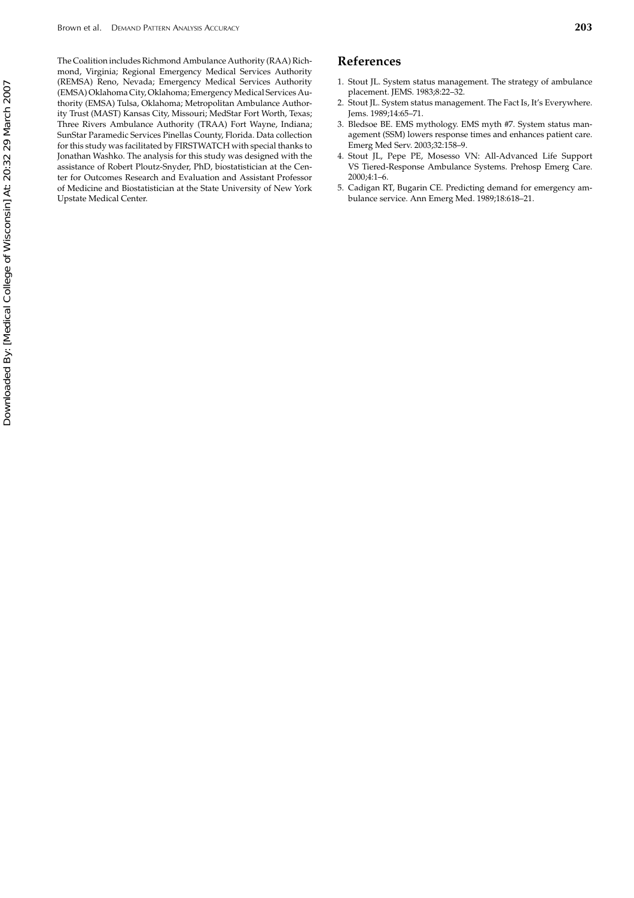The Coalition includes Richmond Ambulance Authority (RAA) Richmond, Virginia; Regional Emergency Medical Services Authority (REMSA) Reno, Nevada; Emergency Medical Services Authority (EMSA) Oklahoma City, Oklahoma; Emergency Medical Services Authority (EMSA) Tulsa, Oklahoma; Metropolitan Ambulance Authority Trust (MAST) Kansas City, Missouri; MedStar Fort Worth, Texas; Three Rivers Ambulance Authority (TRAA) Fort Wayne, Indiana; SunStar Paramedic Services Pinellas County, Florida. Data collection for this study was facilitated by FIRSTWATCH with special thanks to Jonathan Washko. The analysis for this study was designed with the assistance of Robert Ploutz-Snyder, PhD, biostatistician at the Center for Outcomes Research and Evaluation and Assistant Professor of Medicine and Biostatistician at the State University of New York Upstate Medical Center.

## References

1. Stout JL. System status management. The strategy of ambulance placement. JEMS. 1983;8:22–32.
2. Stout JL. System status management. The Fact Is, It's Everywhere. Jems. 1989;14:65–71.
3. Bledsoe BE. EMS mythology. EMS myth #7. System status management (SSM) lowers response times and enhances patient care. Emerg Med Serv. 2003;32:158–9.
4. Stout JL, Pepe PE, Mosesso VN: All-Advanced Life Support VS Tiered-Response Ambulance Systems. Prehosp Emerg Care. 2000;4:1–6.
5. Cadigan RT, Bugarin CE. Predicting demand for emergency ambulance service. Ann Emerg Med. 1989;18:618–21.